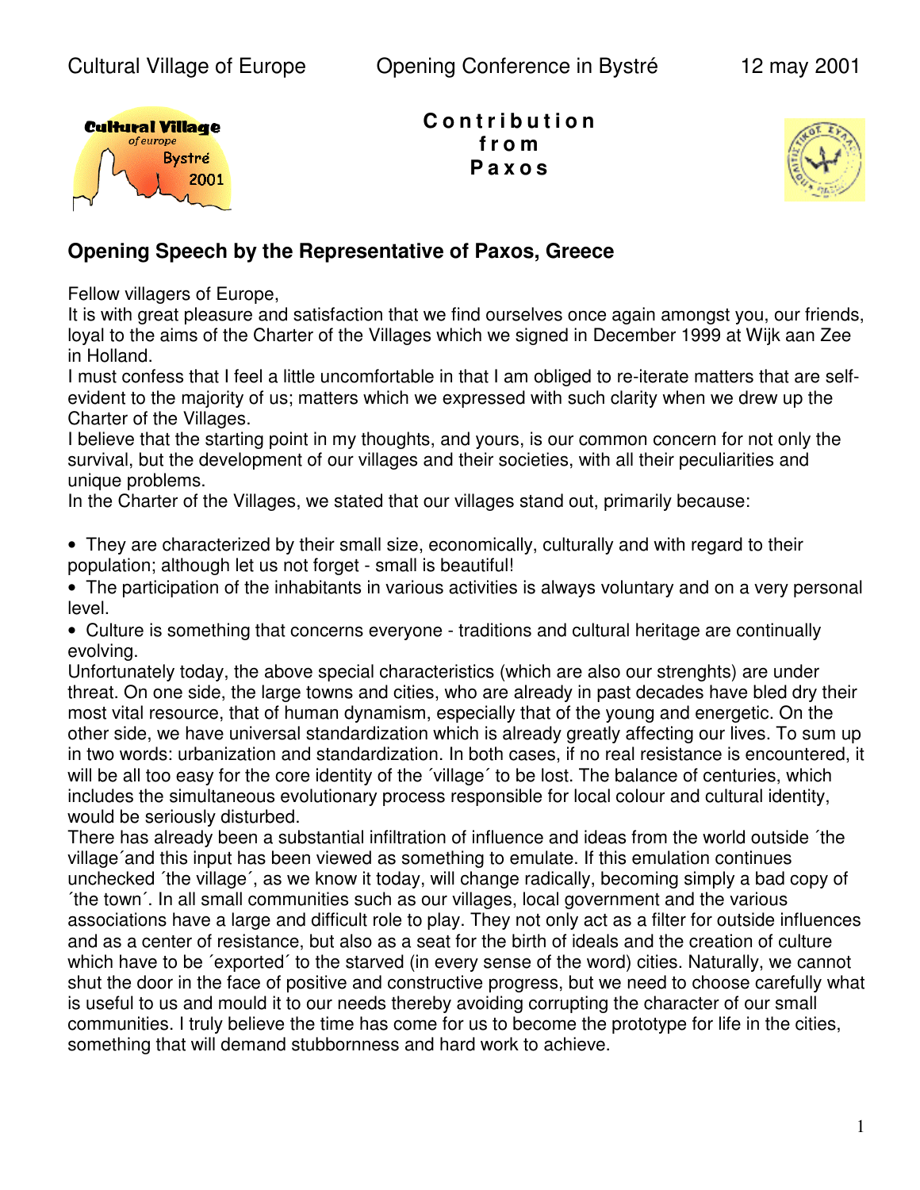**Contribution from Paxos**

## Opening Speech by the Representative of Paxos, Greece

Fellow villagers of Europe,
It is with great pleasure and satisfaction that we find ourselves once again amongst you, our friends, loyal to the aims of the Charter of the Villages which we signed in December 1999 at Wijk aan Zee in Holland.
I must confess that I feel a little uncomfortable in that I am obliged to re-iterate matters that are self-evident to the majority of us; matters which we expressed with such clarity when we drew up the Charter of the Villages.
I believe that the starting point in my thoughts, and yours, is our common concern for not only the survival, but the development of our villages and their societies, with all their peculiarities and unique problems.
In the Charter of the Villages, we stated that our villages stand out, primarily because:

- They are characterized by their small size, economically, culturally and with regard to their population; although let us not forget - small is beautiful!
- The participation of the inhabitants in various activities is always voluntary and on a very personal level.
- Culture is something that concerns everyone - traditions and cultural heritage are continually evolving.

Unfortunately today, the above special characteristics (which are also our strenghts) are under threat. On one side, the large towns and cities, who are already in past decades have bled dry their most vital resource, that of human dynamism, especially that of the young and energetic. On the other side, we have universal standardization which is already greatly affecting our lives. To sum up in two words: urbanization and standardization. In both cases, if no real resistance is encountered, it will be all too easy for the core identity of the ´village´ to be lost. The balance of centuries, which includes the simultaneous evolutionary process responsible for local colour and cultural identity, would be seriously disturbed.
There has already been a substantial infiltration of influence and ideas from the world outside ´the village´and this input has been viewed as something to emulate. If this emulation continues unchecked ´the village´, as we know it today, will change radically, becoming simply a bad copy of ´the town´. In all small communities such as our villages, local government and the various associations have a large and difficult role to play. They not only act as a filter for outside influences and as a center of resistance, but also as a seat for the birth of ideals and the creation of culture which have to be ´exported´ to the starved (in every sense of the word) cities. Naturally, we cannot shut the door in the face of positive and constructive progress, but we need to choose carefully what is useful to us and mould it to our needs thereby avoiding corrupting the character of our small communities. I truly believe the time has come for us to become the prototype for life in the cities, something that will demand stubbornness and hard work to achieve.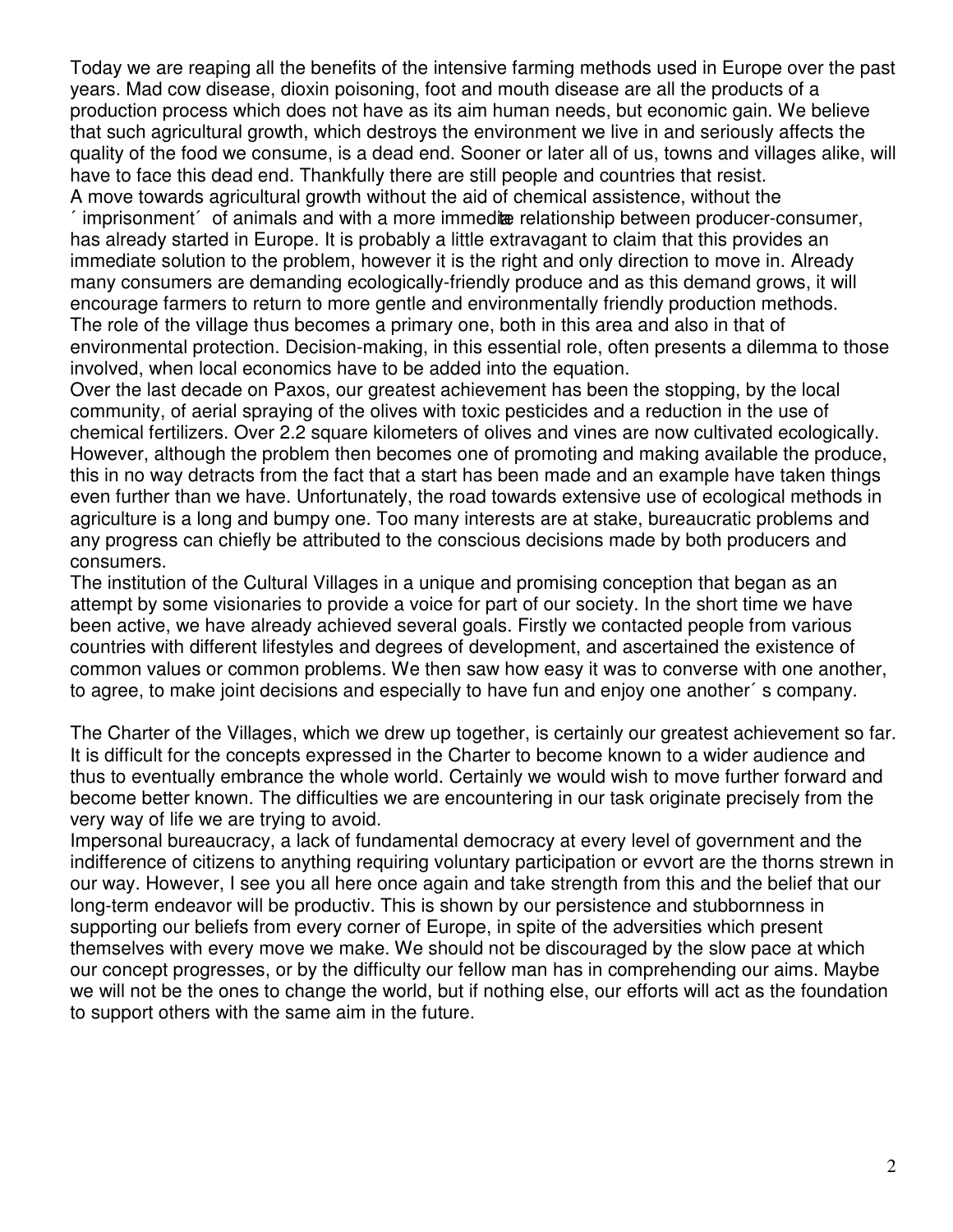Today we are reaping all the benefits of the intensive farming methods used in Europe over the past years. Mad cow disease, dioxin poisoning, foot and mouth disease are all the products of a production process which does not have as its aim human needs, but economic gain. We believe that such agricultural growth, which destroys the environment we live in and seriously affects the quality of the food we consume, is a dead end. Sooner or later all of us, towns and villages alike, will have to face this dead end. Thankfully there are still people and countries that resist.

A move towards agricultural growth without the aid of chemical assistence, without the ´ imprisonment´ of animals and with a more immediate relationship between producer-consumer, has already started in Europe. It is probably a little extravagant to claim that this provides an immediate solution to the problem, however it is the right and only direction to move in. Already many consumers are demanding ecologically-friendly produce and as this demand grows, it will encourage farmers to return to more gentle and environmentally friendly production methods.

The role of the village thus becomes a primary one, both in this area and also in that of environmental protection. Decision-making, in this essential role, often presents a dilemma to those involved, when local economics have to be added into the equation.

Over the last decade on Paxos, our greatest achievement has been the stopping, by the local community, of aerial spraying of the olives with toxic pesticides and a reduction in the use of chemical fertilizers. Over 2.2 square kilometers of olives and vines are now cultivated ecologically. However, although the problem then becomes one of promoting and making available the produce, this in no way detracts from the fact that a start has been made and an example have taken things even further than we have. Unfortunately, the road towards extensive use of ecological methods in agriculture is a long and bumpy one. Too many interests are at stake, bureaucratic problems and any progress can chiefly be attributed to the conscious decisions made by both producers and consumers.

The institution of the Cultural Villages in a unique and promising conception that began as an attempt by some visionaries to provide a voice for part of our society. In the short time we have been active, we have already achieved several goals. Firstly we contacted people from various countries with different lifestyles and degrees of development, and ascertained the existence of common values or common problems. We then saw how easy it was to converse with one another, to agree, to make joint decisions and especially to have fun and enjoy one another´ s company.

The Charter of the Villages, which we drew up together, is certainly our greatest achievement so far. It is difficult for the concepts expressed in the Charter to become known to a wider audience and thus to eventually embrance the whole world. Certainly we would wish to move further forward and become better known. The difficulties we are encountering in our task originate precisely from the very way of life we are trying to avoid.

Impersonal bureaucracy, a lack of fundamental democracy at every level of government and the indifference of citizens to anything requiring voluntary participation or evvort are the thorns strewn in our way. However, I see you all here once again and take strength from this and the belief that our long-term endeavor will be productiv. This is shown by our persistence and stubbornness in supporting our beliefs from every corner of Europe, in spite of the adversities which present themselves with every move we make. We should not be discouraged by the slow pace at which our concept progresses, or by the difficulty our fellow man has in comprehending our aims. Maybe we will not be the ones to change the world, but if nothing else, our efforts will act as the foundation to support others with the same aim in the future.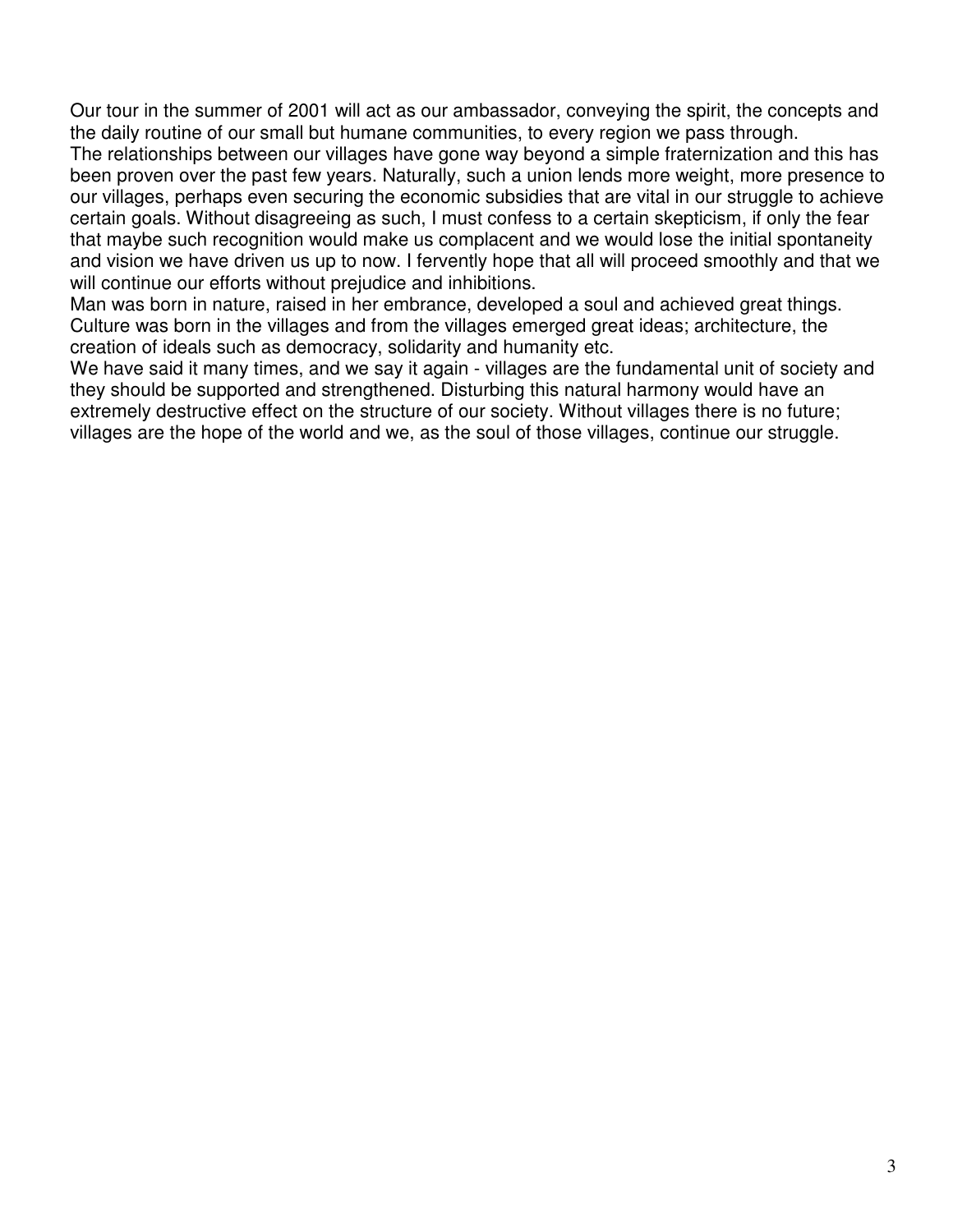Our tour in the summer of 2001 will act as our ambassador, conveying the spirit, the concepts and the daily routine of our small but humane communities, to every region we pass through.

The relationships between our villages have gone way beyond a simple fraternization and this has been proven over the past few years. Naturally, such a union lends more weight, more presence to our villages, perhaps even securing the economic subsidies that are vital in our struggle to achieve certain goals. Without disagreeing as such, I must confess to a certain skepticism, if only the fear that maybe such recognition would make us complacent and we would lose the initial spontaneity and vision we have driven us up to now. I fervently hope that all will proceed smoothly and that we will continue our efforts without prejudice and inhibitions.

Man was born in nature, raised in her embrance, developed a soul and achieved great things. Culture was born in the villages and from the villages emerged great ideas; architecture, the creation of ideals such as democracy, solidarity and humanity etc.

We have said it many times, and we say it again - villages are the fundamental unit of society and they should be supported and strengthened. Disturbing this natural harmony would have an extremely destructive effect on the structure of our society. Without villages there is no future; villages are the hope of the world and we, as the soul of those villages, continue our struggle.